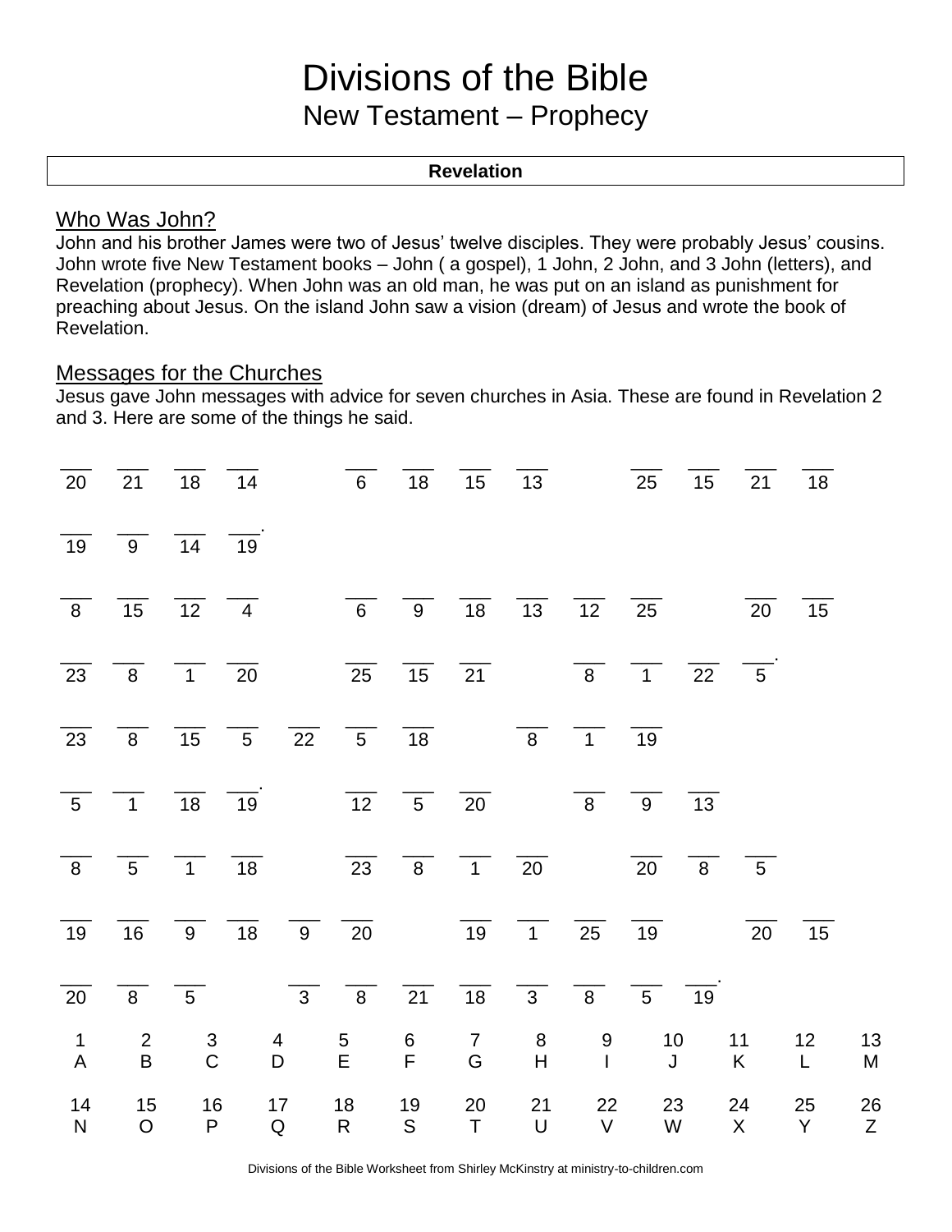# Divisions of the Bible

## New Testament – Prophecy

**Revelation**

### Who Was John?

John and his brother James were two of Jesus' twelve disciples. They were probably Jesus' cousins. John wrote five New Testament books – John ( a gospel), 1 John, 2 John, and 3 John (letters), and Revelation (prophecy). When John was an old man, he was put on an island as punishment for preaching about Jesus. On the island John saw a vision (dream) of Jesus and wrote the book of Revelation.

### Messages for the Churches

Jesus gave John messages with advice for seven churches in Asia. These are found in Revelation 2 and 3. Here are some of the things he said.

___ ___ ___ ___ &nbsp;&nbsp; ___ ___ ___ ___ &nbsp;&nbsp; ___ ___ ___ ___
20 21 18 14 &nbsp;&nbsp; 6 18 15 13 &nbsp;&nbsp; 25 15 21 18

___ ___ ___ ___.
19 9 14 19

___ ___ ___ ___ &nbsp;&nbsp; ___ ___ ___ ___ ___ ___ &nbsp;&nbsp; ___ ___
8 15 12 4 &nbsp;&nbsp; 6 9 18 13 12 25 &nbsp;&nbsp; 20 15

___ ___ ___ ___ &nbsp;&nbsp; ___ ___ ___ &nbsp;&nbsp; ___ ___ ___ ___.
23 8 1 20 &nbsp;&nbsp; 25 15 21 &nbsp;&nbsp; 8 1 22 5

___ ___ ___ ___ ___ ___ ___ &nbsp;&nbsp; ___ ___ ___
23 8 15 5 22 5 18 &nbsp;&nbsp; 8 1 19

___ ___ ___ ___. &nbsp;&nbsp; ___ ___ ___ &nbsp;&nbsp; ___ ___ ___
5 1 18 19 &nbsp;&nbsp; 12 5 20 &nbsp;&nbsp; 8 9 13

___ ___ ___ ___ &nbsp;&nbsp; ___ ___ ___ ___ &nbsp;&nbsp; ___ ___ ___
8 5 1 18 &nbsp;&nbsp; 23 8 1 20 &nbsp;&nbsp; 20 8 5

___ ___ ___ ___ ___ ___ &nbsp;&nbsp; ___ ___ ___ ___ &nbsp;&nbsp; ___ ___
19 16 9 18 9 20 &nbsp;&nbsp; 19 1 25 19 &nbsp;&nbsp; 20 15

___ ___ ___ &nbsp;&nbsp; ___ ___ ___ ___ ___ ___ ___ ___.
20 8 5 &nbsp;&nbsp; 3 8 21 18 3 8 5 19

| 1 | 2 | 3 | 4 | 5 | 6 | 7 | 8 | 9 | 10 | 11 | 12 | 13 |
|---|---|---|---|---|---|---|---|---|---|---|---|---|
| A | B | C | D | E | F | G | H | I | J | K | L | M |
| **14** | **15** | **16** | **17** | **18** | **19** | **20** | **21** | **22** | **23** | **24** | **25** | **26** |
| N | O | P | Q | R | S | T | U | V | W | X | Y | Z |

Divisions of the Bible Worksheet from Shirley McKinstry at ministry-to-children.com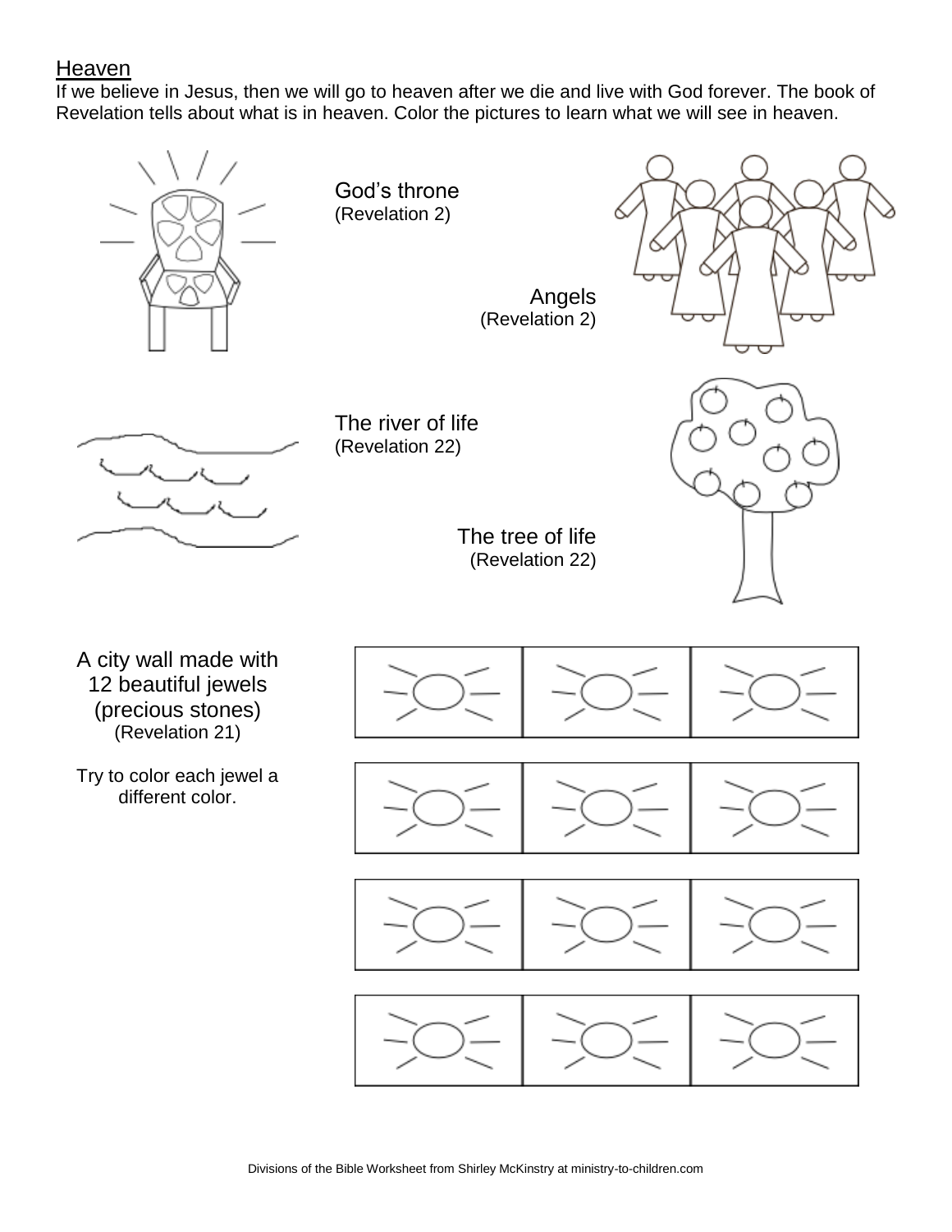## Heaven

If we believe in Jesus, then we will go to heaven after we die and live with God forever. The book of Revelation tells about what is in heaven. Color the pictures to learn what we will see in heaven.

God's throne
(Revelation 2)

Angels
(Revelation 2)

The river of life
(Revelation 22)

The tree of life
(Revelation 22)

A city wall made with 12 beautiful jewels (precious stones)
(Revelation 21)

Try to color each jewel a different color.

Divisions of the Bible Worksheet from Shirley McKinstry at ministry-to-children.com